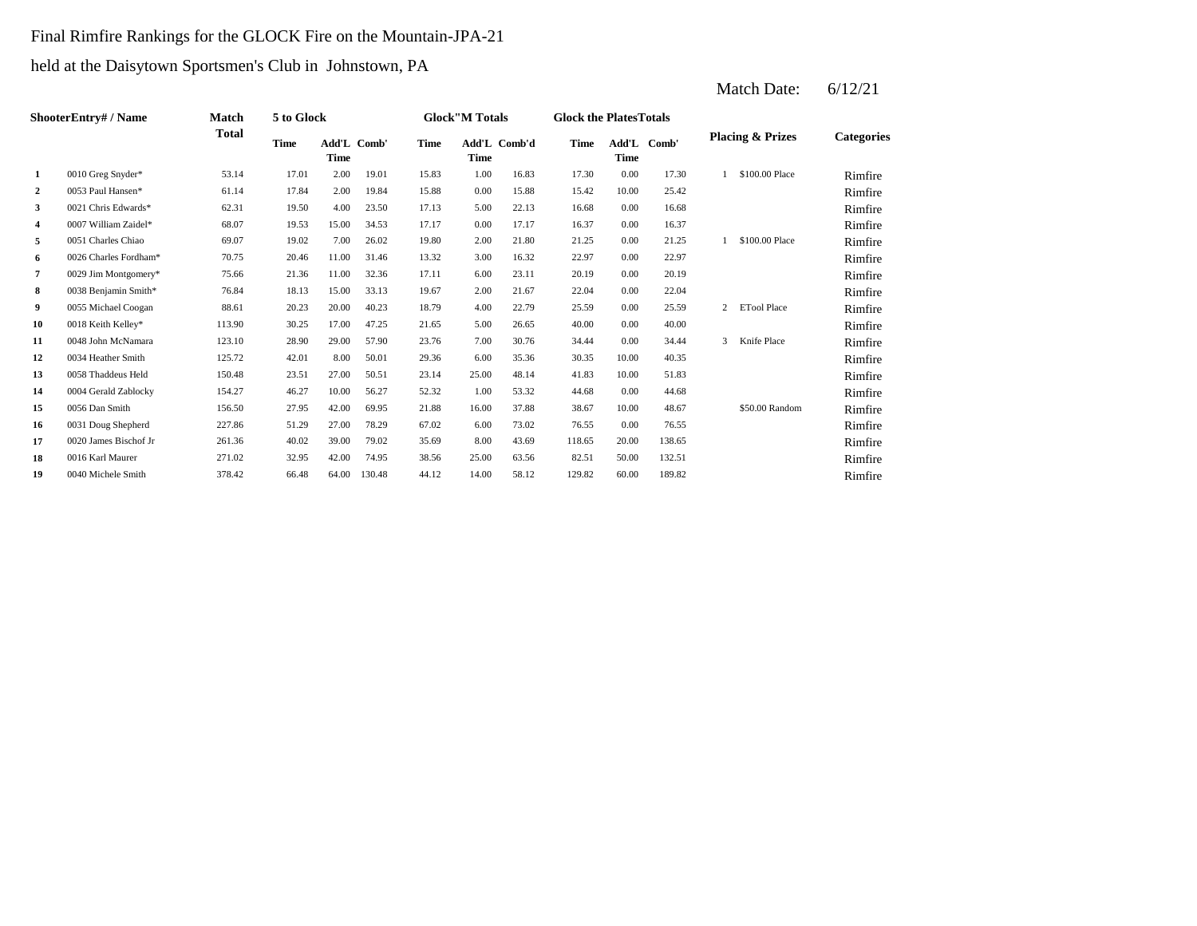Final Rimfire Rankings for the GLOCK Fire on the Mountain-JPA-21

held at the Daisytown Sportsmen's Club in Johnstown, PA

Match Date: 6/12/21

| Shooter | Entry# / Name | Match Total | 5 to Glock | | | Glock"M Totals | | | Glock the Plates Totals | | | Placing & Prizes | | Categories |
|---|---|---|---|---|---|---|---|---|---|---|---|---|---|---|
| | | | Time | Add'L Time | Comb' | Time | Add'L Time | Comb'd | Time | Add'L Time | Comb' | | | |
| 1 | 0010 Greg Snyder* | 53.14 | 17.01 | 2.00 | 19.01 | 15.83 | 1.00 | 16.83 | 17.30 | 0.00 | 17.30 | 1 | $100.00 Place | Rimfire |
| 2 | 0053 Paul Hansen* | 61.14 | 17.84 | 2.00 | 19.84 | 15.88 | 0.00 | 15.88 | 15.42 | 10.00 | 25.42 | | | Rimfire |
| 3 | 0021 Chris Edwards* | 62.31 | 19.50 | 4.00 | 23.50 | 17.13 | 5.00 | 22.13 | 16.68 | 0.00 | 16.68 | | | Rimfire |
| 4 | 0007 William Zaidel* | 68.07 | 19.53 | 15.00 | 34.53 | 17.17 | 0.00 | 17.17 | 16.37 | 0.00 | 16.37 | | | Rimfire |
| 5 | 0051 Charles Chiao | 69.07 | 19.02 | 7.00 | 26.02 | 19.80 | 2.00 | 21.80 | 21.25 | 0.00 | 21.25 | 1 | $100.00 Place | Rimfire |
| 6 | 0026 Charles Fordham* | 70.75 | 20.46 | 11.00 | 31.46 | 13.32 | 3.00 | 16.32 | 22.97 | 0.00 | 22.97 | | | Rimfire |
| 7 | 0029 Jim Montgomery* | 75.66 | 21.36 | 11.00 | 32.36 | 17.11 | 6.00 | 23.11 | 20.19 | 0.00 | 20.19 | | | Rimfire |
| 8 | 0038 Benjamin Smith* | 76.84 | 18.13 | 15.00 | 33.13 | 19.67 | 2.00 | 21.67 | 22.04 | 0.00 | 22.04 | | | Rimfire |
| 9 | 0055 Michael Coogan | 88.61 | 20.23 | 20.00 | 40.23 | 18.79 | 4.00 | 22.79 | 25.59 | 0.00 | 25.59 | 2 | ETool Place | Rimfire |
| 10 | 0018 Keith Kelley* | 113.90 | 30.25 | 17.00 | 47.25 | 21.65 | 5.00 | 26.65 | 40.00 | 0.00 | 40.00 | | | Rimfire |
| 11 | 0048 John McNamara | 123.10 | 28.90 | 29.00 | 57.90 | 23.76 | 7.00 | 30.76 | 34.44 | 0.00 | 34.44 | 3 | Knife Place | Rimfire |
| 12 | 0034 Heather Smith | 125.72 | 42.01 | 8.00 | 50.01 | 29.36 | 6.00 | 35.36 | 30.35 | 10.00 | 40.35 | | | Rimfire |
| 13 | 0058 Thaddeus Held | 150.48 | 23.51 | 27.00 | 50.51 | 23.14 | 25.00 | 48.14 | 41.83 | 10.00 | 51.83 | | | Rimfire |
| 14 | 0004 Gerald Zablocky | 154.27 | 46.27 | 10.00 | 56.27 | 52.32 | 1.00 | 53.32 | 44.68 | 0.00 | 44.68 | | | Rimfire |
| 15 | 0056 Dan Smith | 156.50 | 27.95 | 42.00 | 69.95 | 21.88 | 16.00 | 37.88 | 38.67 | 10.00 | 48.67 | | $50.00 Random | Rimfire |
| 16 | 0031 Doug Shepherd | 227.86 | 51.29 | 27.00 | 78.29 | 67.02 | 6.00 | 73.02 | 76.55 | 0.00 | 76.55 | | | Rimfire |
| 17 | 0020 James Bischof Jr | 261.36 | 40.02 | 39.00 | 79.02 | 35.69 | 8.00 | 43.69 | 118.65 | 20.00 | 138.65 | | | Rimfire |
| 18 | 0016 Karl Maurer | 271.02 | 32.95 | 42.00 | 74.95 | 38.56 | 25.00 | 63.56 | 82.51 | 50.00 | 132.51 | | | Rimfire |
| 19 | 0040 Michele Smith | 378.42 | 66.48 | 64.00 | 130.48 | 44.12 | 14.00 | 58.12 | 129.82 | 60.00 | 189.82 | | | Rimfire |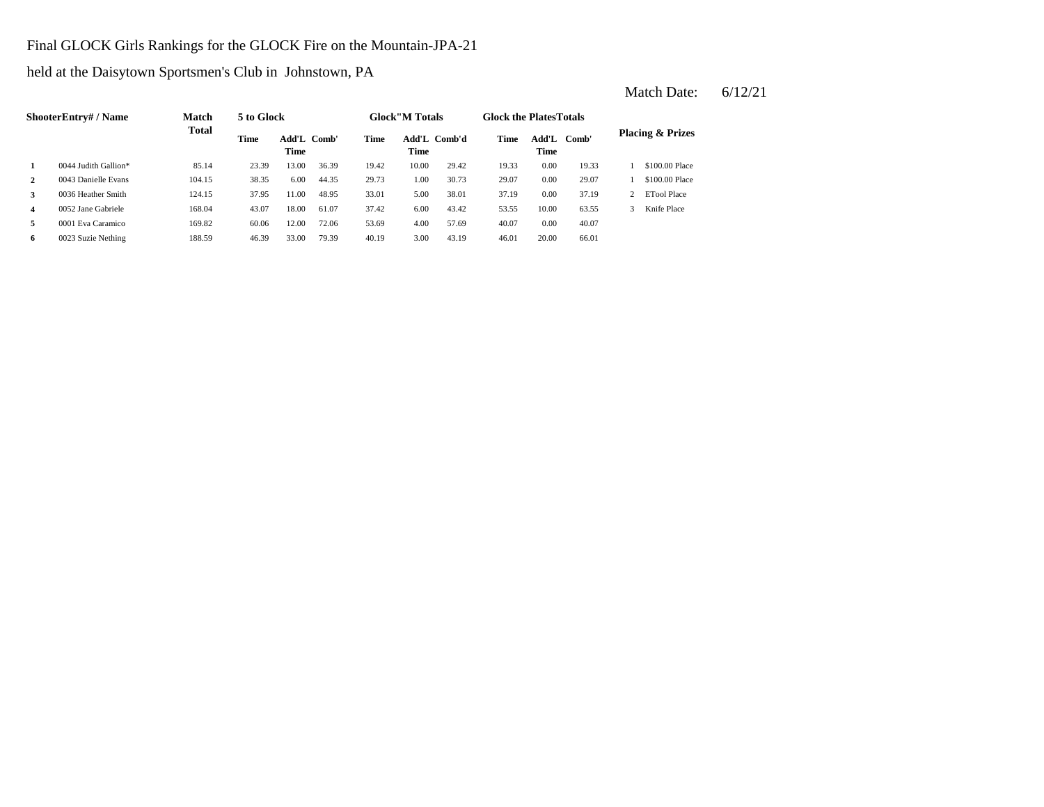Final GLOCK Girls Rankings for the GLOCK Fire on the Mountain-JPA-21

held at the Daisytown Sportsmen's Club in Johnstown, PA

Match Date: 6/12/21

| Shooter | Entry# / Name | Match Total | 5 to Glock | | | Glock"M Totals | | | Glock the Plates Totals | | | Placing & Prizes | |
|---|---|---|---|---|---|---|---|---|---|---|---|---|---|
| | | | Time | Add'L Time | Comb' | Time | Add'L Time | Comb'd | Time | Add'L Time | Comb' | | |
| 1 | 0044 Judith Gallion* | 85.14 | 23.39 | 13.00 | 36.39 | 19.42 | 10.00 | 29.42 | 19.33 | 0.00 | 19.33 | 1 | $100.00 Place |
| 2 | 0043 Danielle Evans | 104.15 | 38.35 | 6.00 | 44.35 | 29.73 | 1.00 | 30.73 | 29.07 | 0.00 | 29.07 | 1 | $100.00 Place |
| 3 | 0036 Heather Smith | 124.15 | 37.95 | 11.00 | 48.95 | 33.01 | 5.00 | 38.01 | 37.19 | 0.00 | 37.19 | 2 | ETool Place |
| 4 | 0052 Jane Gabriele | 168.04 | 43.07 | 18.00 | 61.07 | 37.42 | 6.00 | 43.42 | 53.55 | 10.00 | 63.55 | 3 | Knife Place |
| 5 | 0001 Eva Caramico | 169.82 | 60.06 | 12.00 | 72.06 | 53.69 | 4.00 | 57.69 | 40.07 | 0.00 | 40.07 | | |
| 6 | 0023 Suzie Nething | 188.59 | 46.39 | 33.00 | 79.39 | 40.19 | 3.00 | 43.19 | 46.01 | 20.00 | 66.01 | | |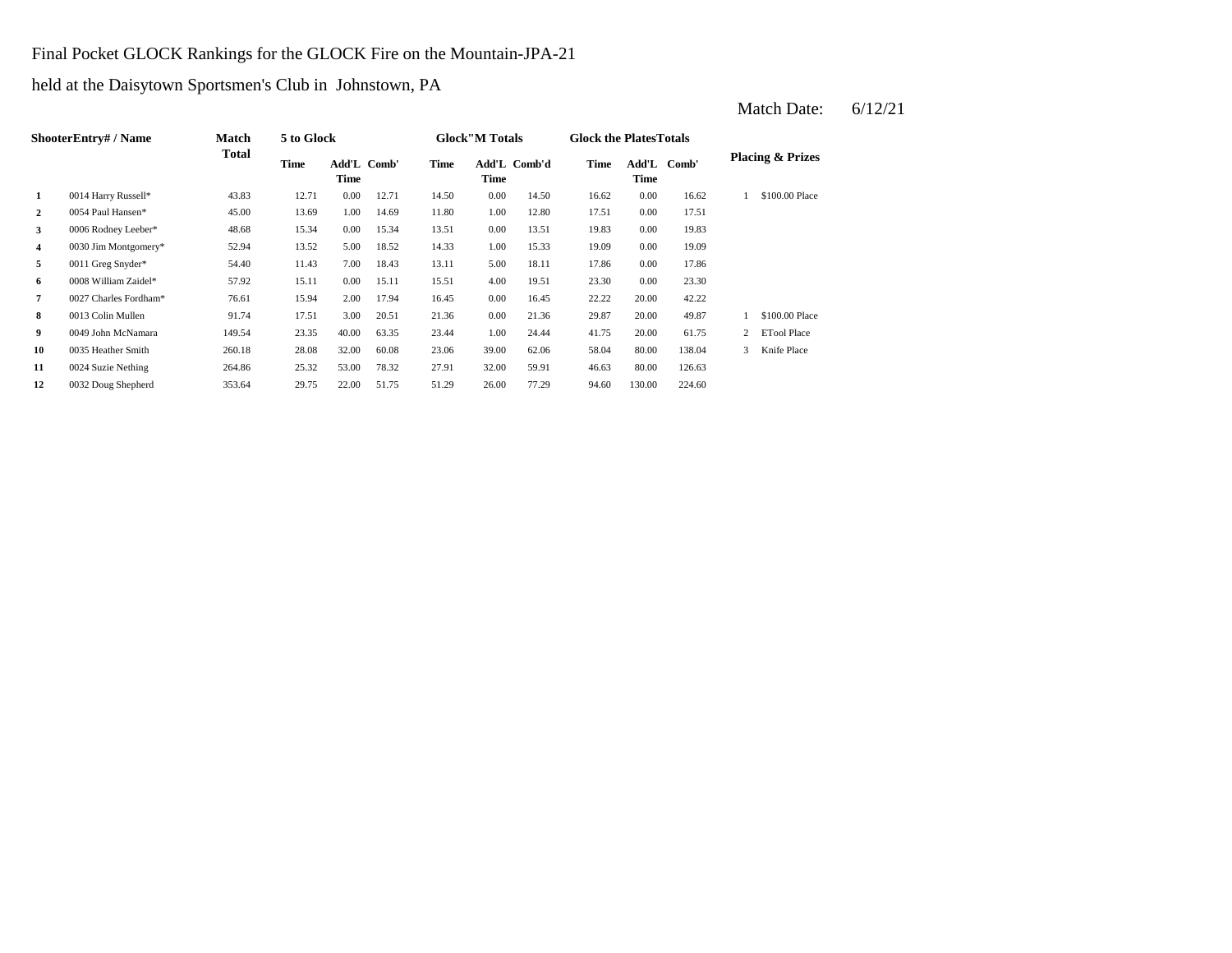Final Pocket GLOCK Rankings for the GLOCK Fire on the Mountain-JPA-21

held at the Daisytown Sportsmen's Club in Johnstown, PA

Match Date: 6/12/21

| Shooter | Entry# / Name | Match Total | 5 to Glock | | | Glock"M Totals | | | Glock the Plates Totals | | | Placing & Prizes | |
|---|---|---|---|---|---|---|---|---|---|---|---|---|---|
| | | | Time | Add'L Time | Comb' | Time | Add'L Time | Comb'd | Time | Add'L Time | Comb' | | |
| 1 | 0014 Harry Russell* | 43.83 | 12.71 | 0.00 | 12.71 | 14.50 | 0.00 | 14.50 | 16.62 | 0.00 | 16.62 | 1 | $100.00 Place |
| 2 | 0054 Paul Hansen* | 45.00 | 13.69 | 1.00 | 14.69 | 11.80 | 1.00 | 12.80 | 17.51 | 0.00 | 17.51 | | |
| 3 | 0006 Rodney Leeber* | 48.68 | 15.34 | 0.00 | 15.34 | 13.51 | 0.00 | 13.51 | 19.83 | 0.00 | 19.83 | | |
| 4 | 0030 Jim Montgomery* | 52.94 | 13.52 | 5.00 | 18.52 | 14.33 | 1.00 | 15.33 | 19.09 | 0.00 | 19.09 | | |
| 5 | 0011 Greg Snyder* | 54.40 | 11.43 | 7.00 | 18.43 | 13.11 | 5.00 | 18.11 | 17.86 | 0.00 | 17.86 | | |
| 6 | 0008 William Zaidel* | 57.92 | 15.11 | 0.00 | 15.11 | 15.51 | 4.00 | 19.51 | 23.30 | 0.00 | 23.30 | | |
| 7 | 0027 Charles Fordham* | 76.61 | 15.94 | 2.00 | 17.94 | 16.45 | 0.00 | 16.45 | 22.22 | 20.00 | 42.22 | | |
| 8 | 0013 Colin Mullen | 91.74 | 17.51 | 3.00 | 20.51 | 21.36 | 0.00 | 21.36 | 29.87 | 20.00 | 49.87 | 1 | $100.00 Place |
| 9 | 0049 John McNamara | 149.54 | 23.35 | 40.00 | 63.35 | 23.44 | 1.00 | 24.44 | 41.75 | 20.00 | 61.75 | 2 | ETool Place |
| 10 | 0035 Heather Smith | 260.18 | 28.08 | 32.00 | 60.08 | 23.06 | 39.00 | 62.06 | 58.04 | 80.00 | 138.04 | 3 | Knife Place |
| 11 | 0024 Suzie Nething | 264.86 | 25.32 | 53.00 | 78.32 | 27.91 | 32.00 | 59.91 | 46.63 | 80.00 | 126.63 | | |
| 12 | 0032 Doug Shepherd | 353.64 | 29.75 | 22.00 | 51.75 | 51.29 | 26.00 | 77.29 | 94.60 | 130.00 | 224.60 | | |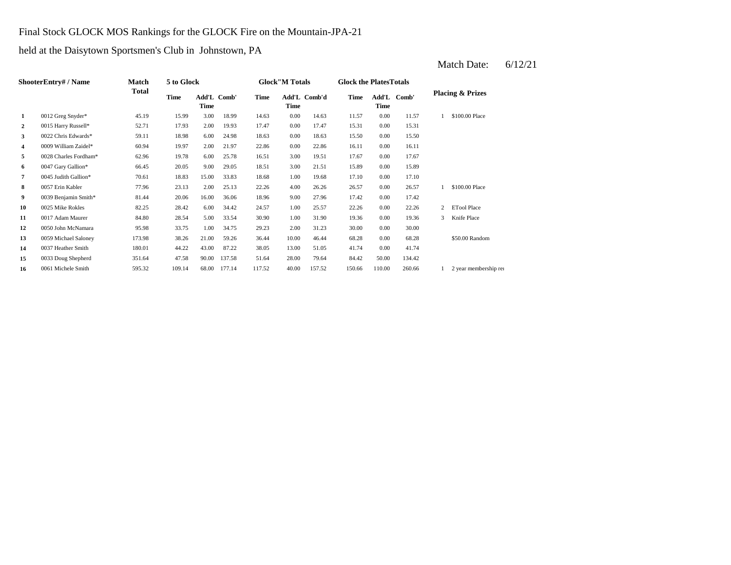Final Stock GLOCK MOS Rankings for the GLOCK Fire on the Mountain-JPA-21

held at the Daisytown Sportsmen's Club in Johnstown, PA

Match Date: 6/12/21

| Shooter | Entry# / Name | Match Total | 5 to Glock | | | Glock"M Totals | | | Glock the Plates Totals | | | Placing & Prizes | |
|---|---|---|---|---|---|---|---|---|---|---|---|---|---|
| | | | Time | Add'L Time | Comb' | Time | Add'L Time | Comb'd | Time | Add'L Time | Comb' | | |
| 1 | 0012 Greg Snyder* | 45.19 | 15.99 | 3.00 | 18.99 | 14.63 | 0.00 | 14.63 | 11.57 | 0.00 | 11.57 | 1 | $100.00 Place |
| 2 | 0015 Harry Russell* | 52.71 | 17.93 | 2.00 | 19.93 | 17.47 | 0.00 | 17.47 | 15.31 | 0.00 | 15.31 | | |
| 3 | 0022 Chris Edwards* | 59.11 | 18.98 | 6.00 | 24.98 | 18.63 | 0.00 | 18.63 | 15.50 | 0.00 | 15.50 | | |
| 4 | 0009 William Zaidel* | 60.94 | 19.97 | 2.00 | 21.97 | 22.86 | 0.00 | 22.86 | 16.11 | 0.00 | 16.11 | | |
| 5 | 0028 Charles Fordham* | 62.96 | 19.78 | 6.00 | 25.78 | 16.51 | 3.00 | 19.51 | 17.67 | 0.00 | 17.67 | | |
| 6 | 0047 Gary Gallion* | 66.45 | 20.05 | 9.00 | 29.05 | 18.51 | 3.00 | 21.51 | 15.89 | 0.00 | 15.89 | | |
| 7 | 0045 Judith Gallion* | 70.61 | 18.83 | 15.00 | 33.83 | 18.68 | 1.00 | 19.68 | 17.10 | 0.00 | 17.10 | | |
| 8 | 0057 Erin Kabler | 77.96 | 23.13 | 2.00 | 25.13 | 22.26 | 4.00 | 26.26 | 26.57 | 0.00 | 26.57 | 1 | $100.00 Place |
| 9 | 0039 Benjamin Smith* | 81.44 | 20.06 | 16.00 | 36.06 | 18.96 | 9.00 | 27.96 | 17.42 | 0.00 | 17.42 | | |
| 10 | 0025 Mike Rokles | 82.25 | 28.42 | 6.00 | 34.42 | 24.57 | 1.00 | 25.57 | 22.26 | 0.00 | 22.26 | 2 | ETool Place |
| 11 | 0017 Adam Maurer | 84.80 | 28.54 | 5.00 | 33.54 | 30.90 | 1.00 | 31.90 | 19.36 | 0.00 | 19.36 | 3 | Knife Place |
| 12 | 0050 John McNamara | 95.98 | 33.75 | 1.00 | 34.75 | 29.23 | 2.00 | 31.23 | 30.00 | 0.00 | 30.00 | | |
| 13 | 0059 Michael Saloney | 173.98 | 38.26 | 21.00 | 59.26 | 36.44 | 10.00 | 46.44 | 68.28 | 0.00 | 68.28 | | $50.00 Random |
| 14 | 0037 Heather Smith | 180.01 | 44.22 | 43.00 | 87.22 | 38.05 | 13.00 | 51.05 | 41.74 | 0.00 | 41.74 | | |
| 15 | 0033 Doug Shepherd | 351.64 | 47.58 | 90.00 | 137.58 | 51.64 | 28.00 | 79.64 | 84.42 | 50.00 | 134.42 | | |
| 16 | 0061 Michele Smith | 595.32 | 109.14 | 68.00 | 177.14 | 117.52 | 40.00 | 157.52 | 150.66 | 110.00 | 260.66 | 1 | 2 year membership re |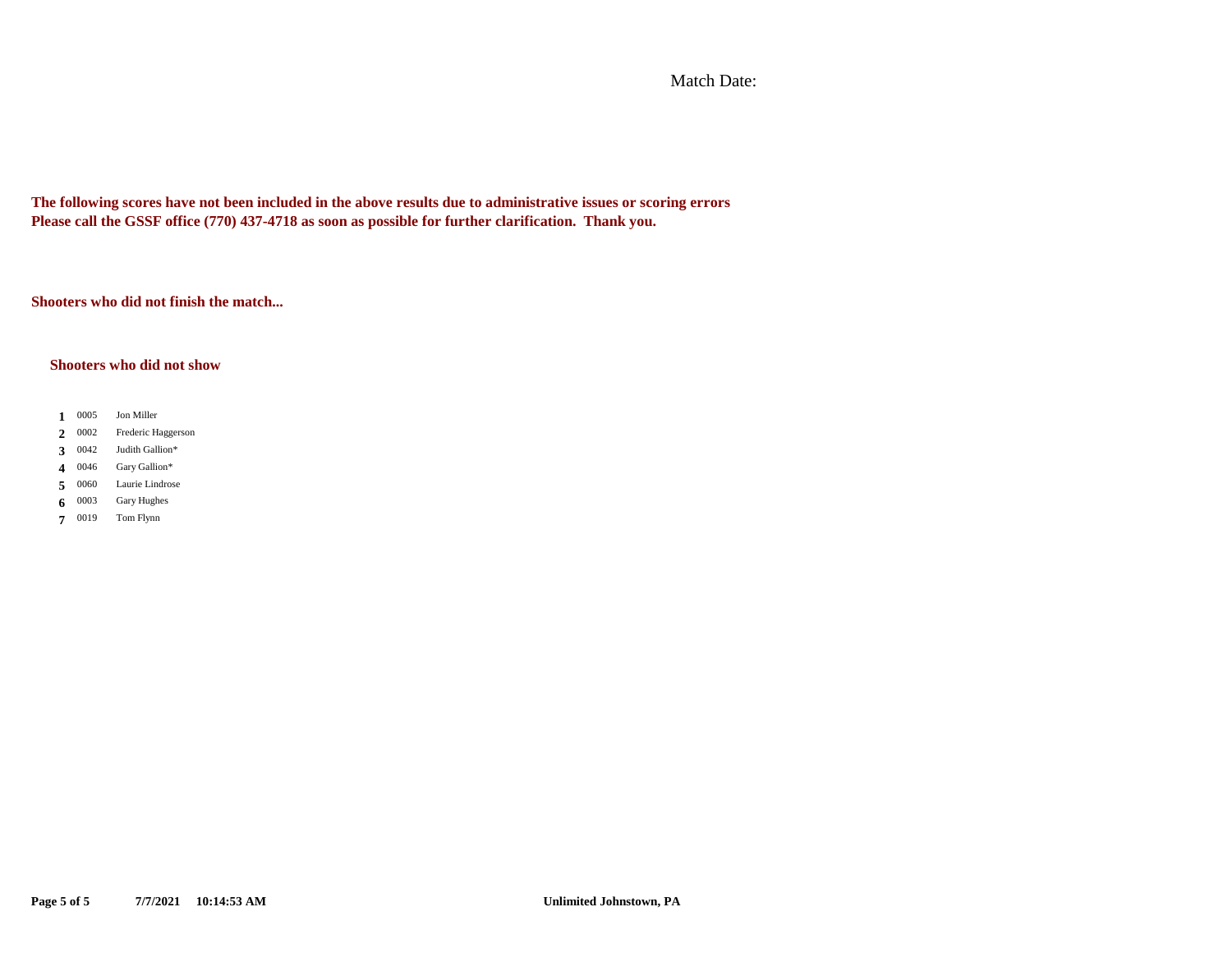Match Date:

**The following scores have not been included in the above results due to administrative issues or scoring errors**
**Please call the GSSF office (770) 437-4718 as soon as possible for further clarification. Thank you.**

**Shooters who did not finish the match...**

**Shooters who did not show**

| | | |
|---|---|---|
| **1** | 0005 | Jon Miller |
| **2** | 0002 | Frederic Haggerson |
| **3** | 0042 | Judith Gallion* |
| **4** | 0046 | Gary Gallion* |
| **5** | 0060 | Laurie Lindrose |
| **6** | 0003 | Gary Hughes |
| **7** | 0019 | Tom Flynn |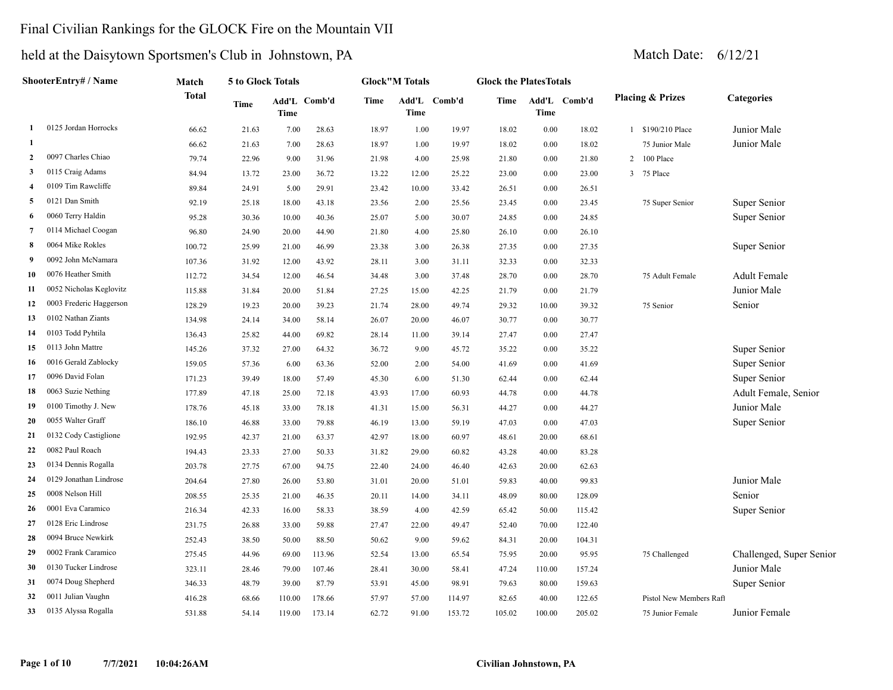# Final Civilian Rankings for the GLOCK Fire on the Mountain VII

## held at the Daisytown Sportsmen's Club in Johnstown, PA

Match Date: 6/12/21

| | ShooterEntry# / Name | Match Total | 5 to Glock Totals | | | Glock"M Totals | | | Glock the PlatesTotals | | | Placing & Prizes | | Categories |
|---|---|---|---|---|---|---|---|---|---|---|---|---|---|---|
| | | | Time | Add'L Time | Comb'd | Time | Add'L Time | Comb'd | Time | Add'L Time | Comb'd | | | |
| 1 | 0125 Jordan Horrocks | 66.62 | 21.63 | 7.00 | 28.63 | 18.97 | 1.00 | 19.97 | 18.02 | 0.00 | 18.02 | 1 | $190/210 Place | Junior Male |
| 1 | | 66.62 | 21.63 | 7.00 | 28.63 | 18.97 | 1.00 | 19.97 | 18.02 | 0.00 | 18.02 | | 75 Junior Male | Junior Male |
| 2 | 0097 Charles Chiao | 79.74 | 22.96 | 9.00 | 31.96 | 21.98 | 4.00 | 25.98 | 21.80 | 0.00 | 21.80 | 2 | 100 Place | |
| 3 | 0115 Craig Adams | 84.94 | 13.72 | 23.00 | 36.72 | 13.22 | 12.00 | 25.22 | 23.00 | 0.00 | 23.00 | 3 | 75 Place | |
| 4 | 0109 Tim Rawcliffe | 89.84 | 24.91 | 5.00 | 29.91 | 23.42 | 10.00 | 33.42 | 26.51 | 0.00 | 26.51 | | | |
| 5 | 0121 Dan Smith | 92.19 | 25.18 | 18.00 | 43.18 | 23.56 | 2.00 | 25.56 | 23.45 | 0.00 | 23.45 | | 75 Super Senior | Super Senior |
| 6 | 0060 Terry Haldin | 95.28 | 30.36 | 10.00 | 40.36 | 25.07 | 5.00 | 30.07 | 24.85 | 0.00 | 24.85 | | | Super Senior |
| 7 | 0114 Michael Coogan | 96.80 | 24.90 | 20.00 | 44.90 | 21.80 | 4.00 | 25.80 | 26.10 | 0.00 | 26.10 | | | |
| 8 | 0064 Mike Rokles | 100.72 | 25.99 | 21.00 | 46.99 | 23.38 | 3.00 | 26.38 | 27.35 | 0.00 | 27.35 | | | Super Senior |
| 9 | 0092 John McNamara | 107.36 | 31.92 | 12.00 | 43.92 | 28.11 | 3.00 | 31.11 | 32.33 | 0.00 | 32.33 | | | |
| 10 | 0076 Heather Smith | 112.72 | 34.54 | 12.00 | 46.54 | 34.48 | 3.00 | 37.48 | 28.70 | 0.00 | 28.70 | | 75 Adult Female | Adult Female |
| 11 | 0052 Nicholas Keglovitz | 115.88 | 31.84 | 20.00 | 51.84 | 27.25 | 15.00 | 42.25 | 21.79 | 0.00 | 21.79 | | | Junior Male |
| 12 | 0003 Frederic Haggerson | 128.29 | 19.23 | 20.00 | 39.23 | 21.74 | 28.00 | 49.74 | 29.32 | 10.00 | 39.32 | | 75 Senior | Senior |
| 13 | 0102 Nathan Ziants | 134.98 | 24.14 | 34.00 | 58.14 | 26.07 | 20.00 | 46.07 | 30.77 | 0.00 | 30.77 | | | |
| 14 | 0103 Todd Pyhtila | 136.43 | 25.82 | 44.00 | 69.82 | 28.14 | 11.00 | 39.14 | 27.47 | 0.00 | 27.47 | | | |
| 15 | 0113 John Mattre | 145.26 | 37.32 | 27.00 | 64.32 | 36.72 | 9.00 | 45.72 | 35.22 | 0.00 | 35.22 | | | Super Senior |
| 16 | 0016 Gerald Zablocky | 159.05 | 57.36 | 6.00 | 63.36 | 52.00 | 2.00 | 54.00 | 41.69 | 0.00 | 41.69 | | | Super Senior |
| 17 | 0096 David Folan | 171.23 | 39.49 | 18.00 | 57.49 | 45.30 | 6.00 | 51.30 | 62.44 | 0.00 | 62.44 | | | Super Senior |
| 18 | 0063 Suzie Nething | 177.89 | 47.18 | 25.00 | 72.18 | 43.93 | 17.00 | 60.93 | 44.78 | 0.00 | 44.78 | | | Adult Female, Senior |
| 19 | 0100 Timothy J. New | 178.76 | 45.18 | 33.00 | 78.18 | 41.31 | 15.00 | 56.31 | 44.27 | 0.00 | 44.27 | | | Junior Male |
| 20 | 0055 Walter Graff | 186.10 | 46.88 | 33.00 | 79.88 | 46.19 | 13.00 | 59.19 | 47.03 | 0.00 | 47.03 | | | Super Senior |
| 21 | 0132 Cody Castiglione | 192.95 | 42.37 | 21.00 | 63.37 | 42.97 | 18.00 | 60.97 | 48.61 | 20.00 | 68.61 | | | |
| 22 | 0082 Paul Roach | 194.43 | 23.33 | 27.00 | 50.33 | 31.82 | 29.00 | 60.82 | 43.28 | 40.00 | 83.28 | | | |
| 23 | 0134 Dennis Rogalla | 203.78 | 27.75 | 67.00 | 94.75 | 22.40 | 24.00 | 46.40 | 42.63 | 20.00 | 62.63 | | | |
| 24 | 0129 Jonathan Lindrose | 204.64 | 27.80 | 26.00 | 53.80 | 31.01 | 20.00 | 51.01 | 59.83 | 40.00 | 99.83 | | | Junior Male |
| 25 | 0008 Nelson Hill | 208.55 | 25.35 | 21.00 | 46.35 | 20.11 | 14.00 | 34.11 | 48.09 | 80.00 | 128.09 | | | Senior |
| 26 | 0001 Eva Caramico | 216.34 | 42.33 | 16.00 | 58.33 | 38.59 | 4.00 | 42.59 | 65.42 | 50.00 | 115.42 | | | Super Senior |
| 27 | 0128 Eric Lindrose | 231.75 | 26.88 | 33.00 | 59.88 | 27.47 | 22.00 | 49.47 | 52.40 | 70.00 | 122.40 | | | |
| 28 | 0094 Bruce Newkirk | 252.43 | 38.50 | 50.00 | 88.50 | 50.62 | 9.00 | 59.62 | 84.31 | 20.00 | 104.31 | | | |
| 29 | 0002 Frank Caramico | 275.45 | 44.96 | 69.00 | 113.96 | 52.54 | 13.00 | 65.54 | 75.95 | 20.00 | 95.95 | | 75 Challenged | Challenged, Super Senior |
| 30 | 0130 Tucker Lindrose | 323.11 | 28.46 | 79.00 | 107.46 | 28.41 | 30.00 | 58.41 | 47.24 | 110.00 | 157.24 | | | Junior Male |
| 31 | 0074 Doug Shepherd | 346.33 | 48.79 | 39.00 | 87.79 | 53.91 | 45.00 | 98.91 | 79.63 | 80.00 | 159.63 | | | Super Senior |
| 32 | 0011 Julian Vaughn | 416.28 | 68.66 | 110.00 | 178.66 | 57.97 | 57.00 | 114.97 | 82.65 | 40.00 | 122.65 | | Pistol New Members Rafl | |
| 33 | 0135 Alyssa Rogalla | 531.88 | 54.14 | 119.00 | 173.14 | 62.72 | 91.00 | 153.72 | 105.02 | 100.00 | 205.02 | | 75 Junior Female | Junior Female |

7/7/2021 10:04:26AM Civilian Johnstown, PA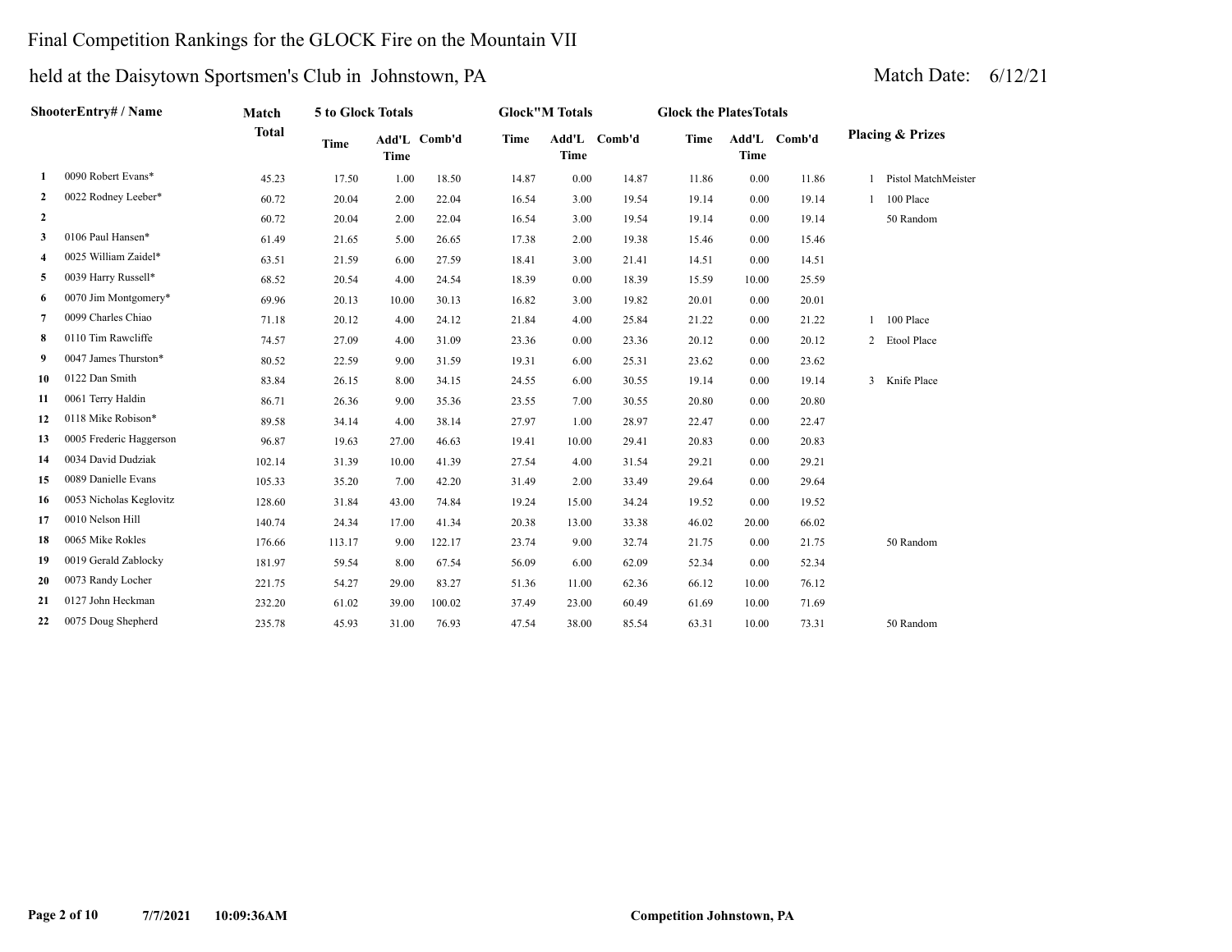# Final Competition Rankings for the GLOCK Fire on the Mountain VII

## held at the Daisytown Sportsmen's Club in Johnstown, PA

Match Date: 6/12/21

| | ShooterEntry# / Name | Match Total | 5 to Glock Totals | | | Glock"M Totals | | | Glock the PlatesTotals | | | Placing & Prizes | |
|---|---|---|---|---|---|---|---|---|---|---|---|---|---|
| | | | Time | Add'L Time | Comb'd | Time | Add'L Time | Comb'd | Time | Add'L Time | Comb'd | | |
| 1 | 0090 Robert Evans* | 45.23 | 17.50 | 1.00 | 18.50 | 14.87 | 0.00 | 14.87 | 11.86 | 0.00 | 11.86 | 1 | Pistol MatchMeister |
| 2 | 0022 Rodney Leeber* | 60.72 | 20.04 | 2.00 | 22.04 | 16.54 | 3.00 | 19.54 | 19.14 | 0.00 | 19.14 | 1 | 100 Place |
| 2 | | 60.72 | 20.04 | 2.00 | 22.04 | 16.54 | 3.00 | 19.54 | 19.14 | 0.00 | 19.14 | | 50 Random |
| 3 | 0106 Paul Hansen* | 61.49 | 21.65 | 5.00 | 26.65 | 17.38 | 2.00 | 19.38 | 15.46 | 0.00 | 15.46 | | |
| 4 | 0025 William Zaidel* | 63.51 | 21.59 | 6.00 | 27.59 | 18.41 | 3.00 | 21.41 | 14.51 | 0.00 | 14.51 | | |
| 5 | 0039 Harry Russell* | 68.52 | 20.54 | 4.00 | 24.54 | 18.39 | 0.00 | 18.39 | 15.59 | 10.00 | 25.59 | | |
| 6 | 0070 Jim Montgomery* | 69.96 | 20.13 | 10.00 | 30.13 | 16.82 | 3.00 | 19.82 | 20.01 | 0.00 | 20.01 | | |
| 7 | 0099 Charles Chiao | 71.18 | 20.12 | 4.00 | 24.12 | 21.84 | 4.00 | 25.84 | 21.22 | 0.00 | 21.22 | 1 | 100 Place |
| 8 | 0110 Tim Rawcliffe | 74.57 | 27.09 | 4.00 | 31.09 | 23.36 | 0.00 | 23.36 | 20.12 | 0.00 | 20.12 | 2 | Etool Place |
| 9 | 0047 James Thurston* | 80.52 | 22.59 | 9.00 | 31.59 | 19.31 | 6.00 | 25.31 | 23.62 | 0.00 | 23.62 | | |
| 10 | 0122 Dan Smith | 83.84 | 26.15 | 8.00 | 34.15 | 24.55 | 6.00 | 30.55 | 19.14 | 0.00 | 19.14 | 3 | Knife Place |
| 11 | 0061 Terry Haldin | 86.71 | 26.36 | 9.00 | 35.36 | 23.55 | 7.00 | 30.55 | 20.80 | 0.00 | 20.80 | | |
| 12 | 0118 Mike Robison* | 89.58 | 34.14 | 4.00 | 38.14 | 27.97 | 1.00 | 28.97 | 22.47 | 0.00 | 22.47 | | |
| 13 | 0005 Frederic Haggerson | 96.87 | 19.63 | 27.00 | 46.63 | 19.41 | 10.00 | 29.41 | 20.83 | 0.00 | 20.83 | | |
| 14 | 0034 David Dudziak | 102.14 | 31.39 | 10.00 | 41.39 | 27.54 | 4.00 | 31.54 | 29.21 | 0.00 | 29.21 | | |
| 15 | 0089 Danielle Evans | 105.33 | 35.20 | 7.00 | 42.20 | 31.49 | 2.00 | 33.49 | 29.64 | 0.00 | 29.64 | | |
| 16 | 0053 Nicholas Keglovitz | 128.60 | 31.84 | 43.00 | 74.84 | 19.24 | 15.00 | 34.24 | 19.52 | 0.00 | 19.52 | | |
| 17 | 0010 Nelson Hill | 140.74 | 24.34 | 17.00 | 41.34 | 20.38 | 13.00 | 33.38 | 46.02 | 20.00 | 66.02 | | |
| 18 | 0065 Mike Rokles | 176.66 | 113.17 | 9.00 | 122.17 | 23.74 | 9.00 | 32.74 | 21.75 | 0.00 | 21.75 | | 50 Random |
| 19 | 0019 Gerald Zablocky | 181.97 | 59.54 | 8.00 | 67.54 | 56.09 | 6.00 | 62.09 | 52.34 | 0.00 | 52.34 | | |
| 20 | 0073 Randy Locher | 221.75 | 54.27 | 29.00 | 83.27 | 51.36 | 11.00 | 62.36 | 66.12 | 10.00 | 76.12 | | |
| 21 | 0127 John Heckman | 232.20 | 61.02 | 39.00 | 100.02 | 37.49 | 23.00 | 60.49 | 61.69 | 10.00 | 71.69 | | |
| 22 | 0075 Doug Shepherd | 235.78 | 45.93 | 31.00 | 76.93 | 47.54 | 38.00 | 85.54 | 63.31 | 10.00 | 73.31 | | 50 Random |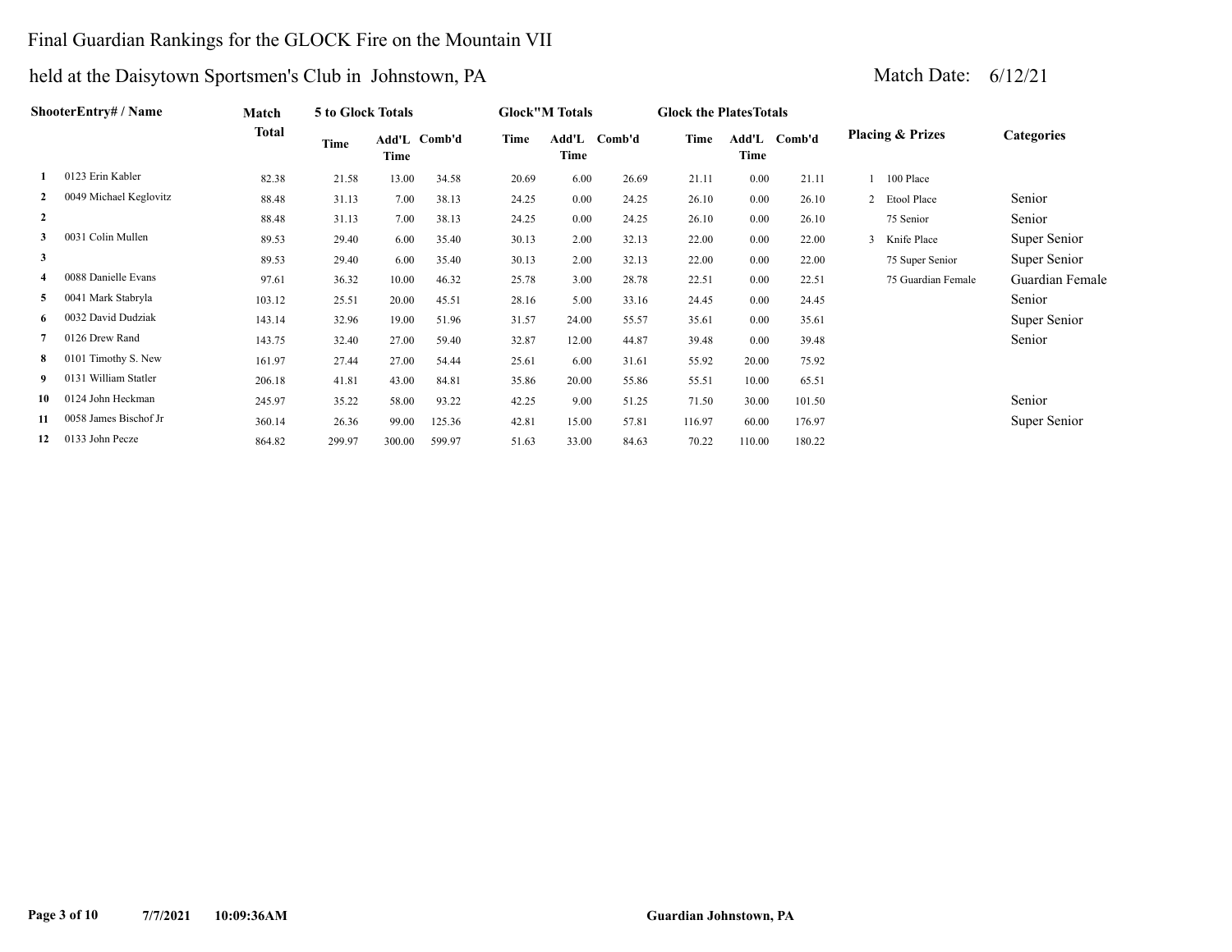# Final Guardian Rankings for the GLOCK Fire on the Mountain VII

## held at the Daisytown Sportsmen's Club in Johnstown, PA

Match Date: 6/12/21

| | ShooterEntry# / Name | Match Total | 5 to Glock Totals | | | Glock"M Totals | | | Glock the PlatesTotals | | | Placing & Prizes | | Categories |
|---|---|---|---|---|---|---|---|---|---|---|---|---|---|---|
| | | | Time | Add'L Time | Comb'd | Time | Add'L Time | Comb'd | Time | Add'L Time | Comb'd | | | |
| 1 | 0123 Erin Kabler | 82.38 | 21.58 | 13.00 | 34.58 | 20.69 | 6.00 | 26.69 | 21.11 | 0.00 | 21.11 | 1 | 100 Place | |
| 2 | 0049 Michael Keglovitz | 88.48 | 31.13 | 7.00 | 38.13 | 24.25 | 0.00 | 24.25 | 26.10 | 0.00 | 26.10 | 2 | Etool Place | Senior |
| 2 | | 88.48 | 31.13 | 7.00 | 38.13 | 24.25 | 0.00 | 24.25 | 26.10 | 0.00 | 26.10 | | 75 Senior | Senior |
| 3 | 0031 Colin Mullen | 89.53 | 29.40 | 6.00 | 35.40 | 30.13 | 2.00 | 32.13 | 22.00 | 0.00 | 22.00 | 3 | Knife Place | Super Senior |
| 3 | | 89.53 | 29.40 | 6.00 | 35.40 | 30.13 | 2.00 | 32.13 | 22.00 | 0.00 | 22.00 | | 75 Super Senior | Super Senior |
| 4 | 0088 Danielle Evans | 97.61 | 36.32 | 10.00 | 46.32 | 25.78 | 3.00 | 28.78 | 22.51 | 0.00 | 22.51 | | 75 Guardian Female | Guardian Female |
| 5 | 0041 Mark Stabryla | 103.12 | 25.51 | 20.00 | 45.51 | 28.16 | 5.00 | 33.16 | 24.45 | 0.00 | 24.45 | | | Senior |
| 6 | 0032 David Dudziak | 143.14 | 32.96 | 19.00 | 51.96 | 31.57 | 24.00 | 55.57 | 35.61 | 0.00 | 35.61 | | | Super Senior |
| 7 | 0126 Drew Rand | 143.75 | 32.40 | 27.00 | 59.40 | 32.87 | 12.00 | 44.87 | 39.48 | 0.00 | 39.48 | | | Senior |
| 8 | 0101 Timothy S. New | 161.97 | 27.44 | 27.00 | 54.44 | 25.61 | 6.00 | 31.61 | 55.92 | 20.00 | 75.92 | | | |
| 9 | 0131 William Statler | 206.18 | 41.81 | 43.00 | 84.81 | 35.86 | 20.00 | 55.86 | 55.51 | 10.00 | 65.51 | | | |
| 10 | 0124 John Heckman | 245.97 | 35.22 | 58.00 | 93.22 | 42.25 | 9.00 | 51.25 | 71.50 | 30.00 | 101.50 | | | Senior |
| 11 | 0058 James Bischof Jr | 360.14 | 26.36 | 99.00 | 125.36 | 42.81 | 15.00 | 57.81 | 116.97 | 60.00 | 176.97 | | | Super Senior |
| 12 | 0133 John Pecze | 864.82 | 299.97 | 300.00 | 599.97 | 51.63 | 33.00 | 84.63 | 70.22 | 110.00 | 180.22 | | | |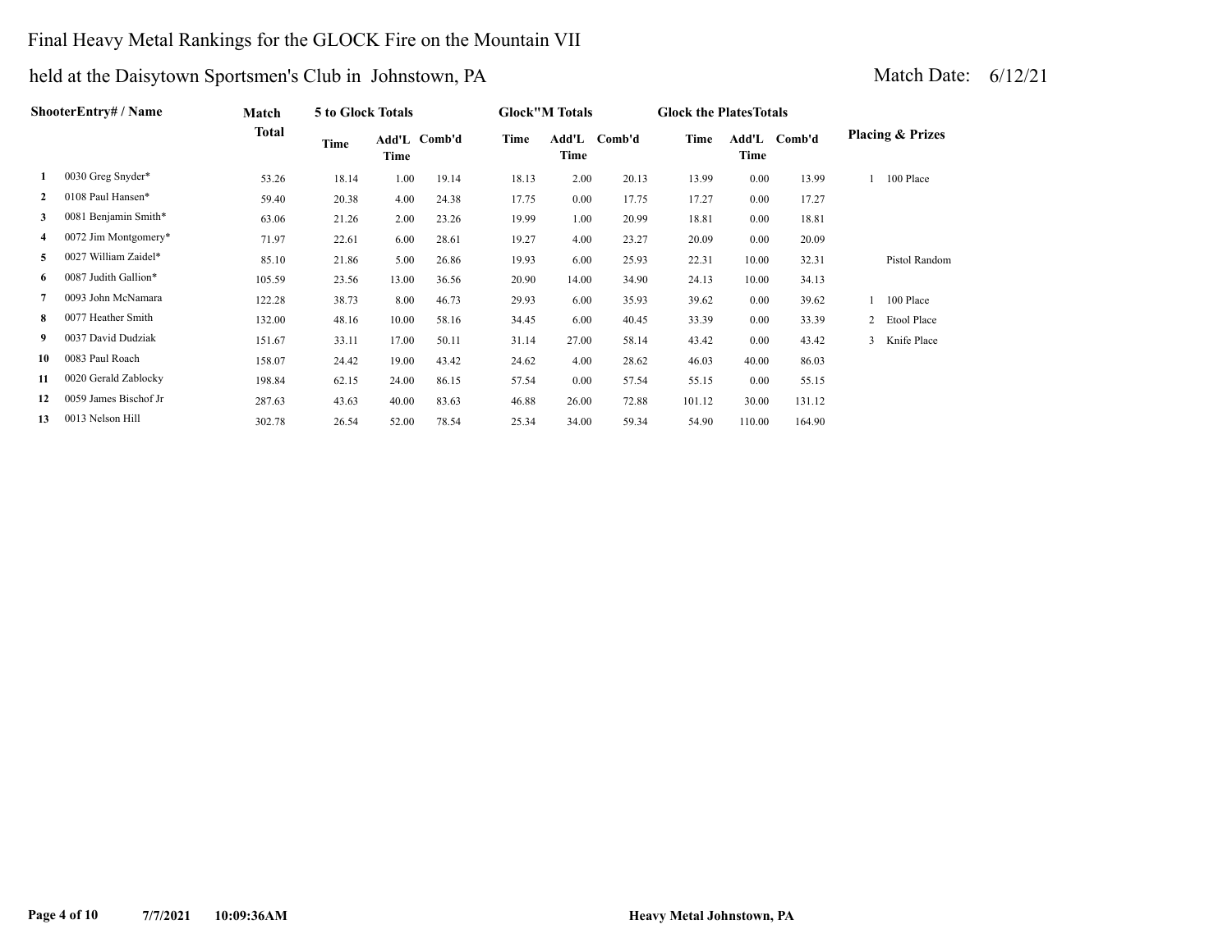# Final Heavy Metal Rankings for the GLOCK Fire on the Mountain VII

## held at the Daisytown Sportsmen's Club in Johnstown, PA

Match Date: 6/12/21

| | ShooterEntry# / Name | Match Total | 5 to Glock Totals | | | Glock"M Totals | | | Glock the PlatesTotals | | | Placing & Prizes | |
|---|---|---|---|---|---|---|---|---|---|---|---|---|---|
| | | | Time | Add'L Time | Comb'd | Time | Add'L Time | Comb'd | Time | Add'L Time | Comb'd | | |
| 1 | 0030 Greg Snyder* | 53.26 | 18.14 | 1.00 | 19.14 | 18.13 | 2.00 | 20.13 | 13.99 | 0.00 | 13.99 | 1 | 100 Place |
| 2 | 0108 Paul Hansen* | 59.40 | 20.38 | 4.00 | 24.38 | 17.75 | 0.00 | 17.75 | 17.27 | 0.00 | 17.27 | | |
| 3 | 0081 Benjamin Smith* | 63.06 | 21.26 | 2.00 | 23.26 | 19.99 | 1.00 | 20.99 | 18.81 | 0.00 | 18.81 | | |
| 4 | 0072 Jim Montgomery* | 71.97 | 22.61 | 6.00 | 28.61 | 19.27 | 4.00 | 23.27 | 20.09 | 0.00 | 20.09 | | |
| 5 | 0027 William Zaidel* | 85.10 | 21.86 | 5.00 | 26.86 | 19.93 | 6.00 | 25.93 | 22.31 | 10.00 | 32.31 | | Pistol Random |
| 6 | 0087 Judith Gallion* | 105.59 | 23.56 | 13.00 | 36.56 | 20.90 | 14.00 | 34.90 | 24.13 | 10.00 | 34.13 | | |
| 7 | 0093 John McNamara | 122.28 | 38.73 | 8.00 | 46.73 | 29.93 | 6.00 | 35.93 | 39.62 | 0.00 | 39.62 | 1 | 100 Place |
| 8 | 0077 Heather Smith | 132.00 | 48.16 | 10.00 | 58.16 | 34.45 | 6.00 | 40.45 | 33.39 | 0.00 | 33.39 | 2 | Etool Place |
| 9 | 0037 David Dudziak | 151.67 | 33.11 | 17.00 | 50.11 | 31.14 | 27.00 | 58.14 | 43.42 | 0.00 | 43.42 | 3 | Knife Place |
| 10 | 0083 Paul Roach | 158.07 | 24.42 | 19.00 | 43.42 | 24.62 | 4.00 | 28.62 | 46.03 | 40.00 | 86.03 | | |
| 11 | 0020 Gerald Zablocky | 198.84 | 62.15 | 24.00 | 86.15 | 57.54 | 0.00 | 57.54 | 55.15 | 0.00 | 55.15 | | |
| 12 | 0059 James Bischof Jr | 287.63 | 43.63 | 40.00 | 83.63 | 46.88 | 26.00 | 72.88 | 101.12 | 30.00 | 131.12 | | |
| 13 | 0013 Nelson Hill | 302.78 | 26.54 | 52.00 | 78.54 | 25.34 | 34.00 | 59.34 | 54.90 | 110.00 | 164.90 | | |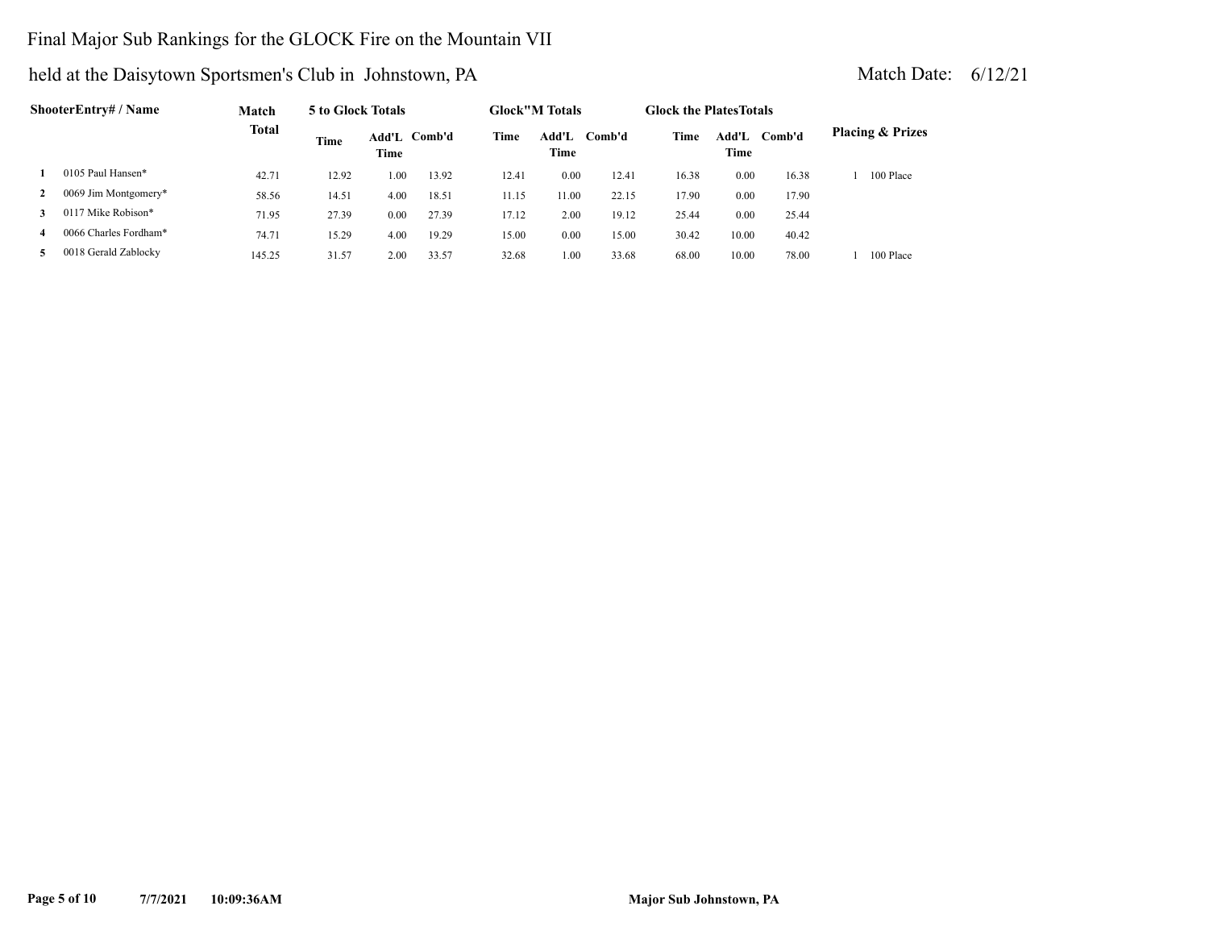Final Major Sub Rankings for the GLOCK Fire on the Mountain VII

held at the Daisytown Sportsmen's Club in Johnstown, PA

Match Date: 6/12/21

| | ShooterEntry# / Name | Match Total | 5 to Glock Totals | | | Glock"M Totals | | | Glock the PlatesTotals | | | Placing & Prizes |
|---|---|---|---|---|---|---|---|---|---|---|---|---|
| | | | Time | Add'L Time | Comb'd | Time | Add'L Time | Comb'd | Time | Add'L Time | Comb'd | |
| 1 | 0105 Paul Hansen* | 42.71 | 12.92 | 1.00 | 13.92 | 12.41 | 0.00 | 12.41 | 16.38 | 0.00 | 16.38 | 1 100 Place |
| 2 | 0069 Jim Montgomery* | 58.56 | 14.51 | 4.00 | 18.51 | 11.15 | 11.00 | 22.15 | 17.90 | 0.00 | 17.90 | |
| 3 | 0117 Mike Robison* | 71.95 | 27.39 | 0.00 | 27.39 | 17.12 | 2.00 | 19.12 | 25.44 | 0.00 | 25.44 | |
| 4 | 0066 Charles Fordham* | 74.71 | 15.29 | 4.00 | 19.29 | 15.00 | 0.00 | 15.00 | 30.42 | 10.00 | 40.42 | |
| 5 | 0018 Gerald Zablocky | 145.25 | 31.57 | 2.00 | 33.57 | 32.68 | 1.00 | 33.68 | 68.00 | 10.00 | 78.00 | 1 100 Place |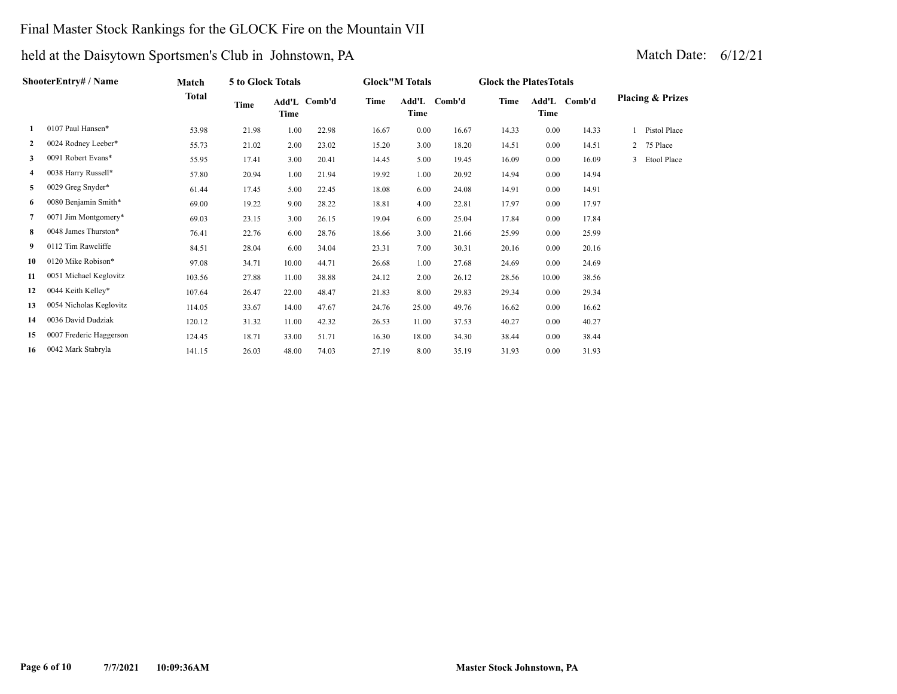# Final Master Stock Rankings for the GLOCK Fire on the Mountain VII

## held at the Daisytown Sportsmen's Club in Johnstown, PA

Match Date: 6/12/21

| | ShooterEntry# / Name | Match Total | 5 to Glock Totals | | | Glock"M Totals | | | Glock the PlatesTotals | | | Placing & Prizes |
|---|---|---|---|---|---|---|---|---|---|---|---|---|
| | | | Time | Add'L Time | Comb'd | Time | Add'L Time | Comb'd | Time | Add'L Time | Comb'd | |
| 1 | 0107 Paul Hansen* | 53.98 | 21.98 | 1.00 | 22.98 | 16.67 | 0.00 | 16.67 | 14.33 | 0.00 | 14.33 | 1 Pistol Place |
| 2 | 0024 Rodney Leeber* | 55.73 | 21.02 | 2.00 | 23.02 | 15.20 | 3.00 | 18.20 | 14.51 | 0.00 | 14.51 | 2 75 Place |
| 3 | 0091 Robert Evans* | 55.95 | 17.41 | 3.00 | 20.41 | 14.45 | 5.00 | 19.45 | 16.09 | 0.00 | 16.09 | 3 Etool Place |
| 4 | 0038 Harry Russell* | 57.80 | 20.94 | 1.00 | 21.94 | 19.92 | 1.00 | 20.92 | 14.94 | 0.00 | 14.94 | |
| 5 | 0029 Greg Snyder* | 61.44 | 17.45 | 5.00 | 22.45 | 18.08 | 6.00 | 24.08 | 14.91 | 0.00 | 14.91 | |
| 6 | 0080 Benjamin Smith* | 69.00 | 19.22 | 9.00 | 28.22 | 18.81 | 4.00 | 22.81 | 17.97 | 0.00 | 17.97 | |
| 7 | 0071 Jim Montgomery* | 69.03 | 23.15 | 3.00 | 26.15 | 19.04 | 6.00 | 25.04 | 17.84 | 0.00 | 17.84 | |
| 8 | 0048 James Thurston* | 76.41 | 22.76 | 6.00 | 28.76 | 18.66 | 3.00 | 21.66 | 25.99 | 0.00 | 25.99 | |
| 9 | 0112 Tim Rawcliffe | 84.51 | 28.04 | 6.00 | 34.04 | 23.31 | 7.00 | 30.31 | 20.16 | 0.00 | 20.16 | |
| 10 | 0120 Mike Robison* | 97.08 | 34.71 | 10.00 | 44.71 | 26.68 | 1.00 | 27.68 | 24.69 | 0.00 | 24.69 | |
| 11 | 0051 Michael Keglovitz | 103.56 | 27.88 | 11.00 | 38.88 | 24.12 | 2.00 | 26.12 | 28.56 | 10.00 | 38.56 | |
| 12 | 0044 Keith Kelley* | 107.64 | 26.47 | 22.00 | 48.47 | 21.83 | 8.00 | 29.83 | 29.34 | 0.00 | 29.34 | |
| 13 | 0054 Nicholas Keglovitz | 114.05 | 33.67 | 14.00 | 47.67 | 24.76 | 25.00 | 49.76 | 16.62 | 0.00 | 16.62 | |
| 14 | 0036 David Dudziak | 120.12 | 31.32 | 11.00 | 42.32 | 26.53 | 11.00 | 37.53 | 40.27 | 0.00 | 40.27 | |
| 15 | 0007 Frederic Haggerson | 124.45 | 18.71 | 33.00 | 51.71 | 16.30 | 18.00 | 34.30 | 38.44 | 0.00 | 38.44 | |
| 16 | 0042 Mark Stabryla | 141.15 | 26.03 | 48.00 | 74.03 | 27.19 | 8.00 | 35.19 | 31.93 | 0.00 | 31.93 | |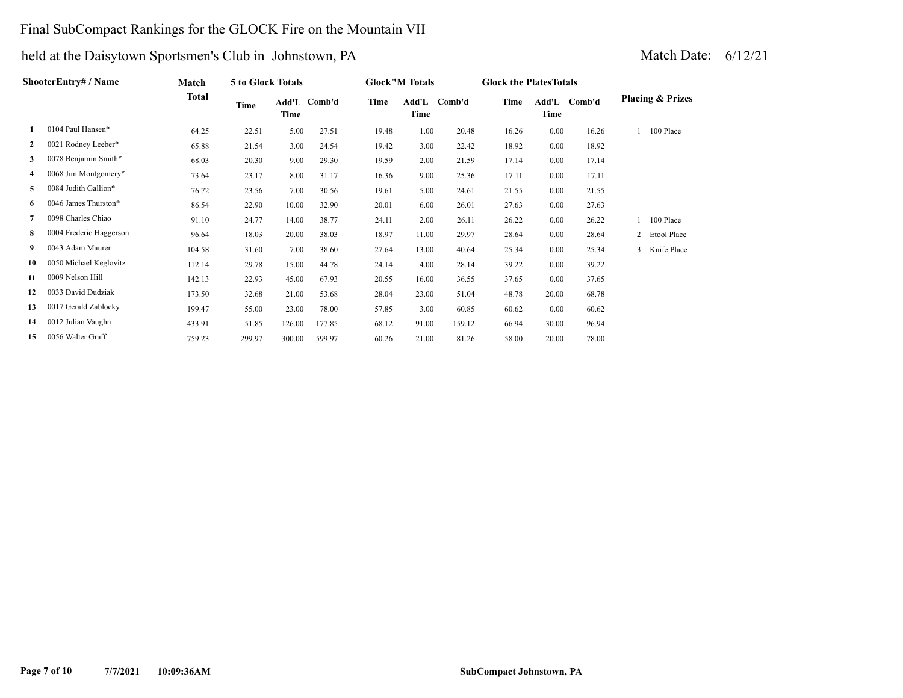# Final SubCompact Rankings for the GLOCK Fire on the Mountain VII

## held at the Daisytown Sportsmen's Club in Johnstown, PA

Match Date: 6/12/21

| | ShooterEntry# / Name | Match Total | 5 to Glock Totals | | | Glock"M Totals | | | Glock the PlatesTotals | | | Placing & Prizes |
|---|---|---|---|---|---|---|---|---|---|---|---|---|
| | | | Time | Add'L Time | Comb'd | Time | Add'L Time | Comb'd | Time | Add'L Time | Comb'd | |
| 1 | 0104 Paul Hansen* | 64.25 | 22.51 | 5.00 | 27.51 | 19.48 | 1.00 | 20.48 | 16.26 | 0.00 | 16.26 | 1 100 Place |
| 2 | 0021 Rodney Leeber* | 65.88 | 21.54 | 3.00 | 24.54 | 19.42 | 3.00 | 22.42 | 18.92 | 0.00 | 18.92 | |
| 3 | 0078 Benjamin Smith* | 68.03 | 20.30 | 9.00 | 29.30 | 19.59 | 2.00 | 21.59 | 17.14 | 0.00 | 17.14 | |
| 4 | 0068 Jim Montgomery* | 73.64 | 23.17 | 8.00 | 31.17 | 16.36 | 9.00 | 25.36 | 17.11 | 0.00 | 17.11 | |
| 5 | 0084 Judith Gallion* | 76.72 | 23.56 | 7.00 | 30.56 | 19.61 | 5.00 | 24.61 | 21.55 | 0.00 | 21.55 | |
| 6 | 0046 James Thurston* | 86.54 | 22.90 | 10.00 | 32.90 | 20.01 | 6.00 | 26.01 | 27.63 | 0.00 | 27.63 | |
| 7 | 0098 Charles Chiao | 91.10 | 24.77 | 14.00 | 38.77 | 24.11 | 2.00 | 26.11 | 26.22 | 0.00 | 26.22 | 1 100 Place |
| 8 | 0004 Frederic Haggerson | 96.64 | 18.03 | 20.00 | 38.03 | 18.97 | 11.00 | 29.97 | 28.64 | 0.00 | 28.64 | 2 Etool Place |
| 9 | 0043 Adam Maurer | 104.58 | 31.60 | 7.00 | 38.60 | 27.64 | 13.00 | 40.64 | 25.34 | 0.00 | 25.34 | 3 Knife Place |
| 10 | 0050 Michael Keglovitz | 112.14 | 29.78 | 15.00 | 44.78 | 24.14 | 4.00 | 28.14 | 39.22 | 0.00 | 39.22 | |
| 11 | 0009 Nelson Hill | 142.13 | 22.93 | 45.00 | 67.93 | 20.55 | 16.00 | 36.55 | 37.65 | 0.00 | 37.65 | |
| 12 | 0033 David Dudziak | 173.50 | 32.68 | 21.00 | 53.68 | 28.04 | 23.00 | 51.04 | 48.78 | 20.00 | 68.78 | |
| 13 | 0017 Gerald Zablocky | 199.47 | 55.00 | 23.00 | 78.00 | 57.85 | 3.00 | 60.85 | 60.62 | 0.00 | 60.62 | |
| 14 | 0012 Julian Vaughn | 433.91 | 51.85 | 126.00 | 177.85 | 68.12 | 91.00 | 159.12 | 66.94 | 30.00 | 96.94 | |
| 15 | 0056 Walter Graff | 759.23 | 299.97 | 300.00 | 599.97 | 60.26 | 21.00 | 81.26 | 58.00 | 20.00 | 78.00 | |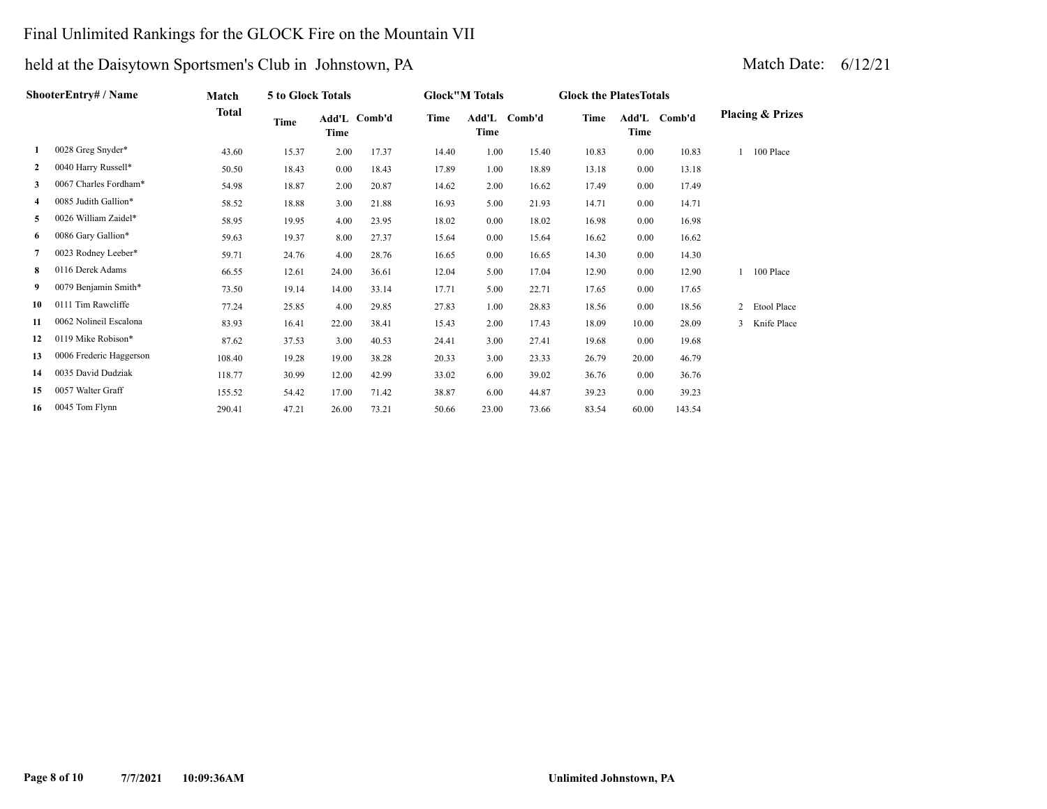# Final Unlimited Rankings for the GLOCK Fire on the Mountain VII

## held at the Daisytown Sportsmen's Club in Johnstown, PA

Match Date: 6/12/21

| | ShooterEntry# / Name | Match Total | 5 to Glock Totals | | | Glock"M Totals | | | Glock the PlatesTotals | | | Placing & Prizes |
|---|---|---|---|---|---|---|---|---|---|---|---|---|
| | | | Time | Add'L Time | Comb'd | Time | Add'L Time | Comb'd | Time | Add'L Time | Comb'd | |
| 1 | 0028 Greg Snyder* | 43.60 | 15.37 | 2.00 | 17.37 | 14.40 | 1.00 | 15.40 | 10.83 | 0.00 | 10.83 | 1 100 Place |
| 2 | 0040 Harry Russell* | 50.50 | 18.43 | 0.00 | 18.43 | 17.89 | 1.00 | 18.89 | 13.18 | 0.00 | 13.18 | |
| 3 | 0067 Charles Fordham* | 54.98 | 18.87 | 2.00 | 20.87 | 14.62 | 2.00 | 16.62 | 17.49 | 0.00 | 17.49 | |
| 4 | 0085 Judith Gallion* | 58.52 | 18.88 | 3.00 | 21.88 | 16.93 | 5.00 | 21.93 | 14.71 | 0.00 | 14.71 | |
| 5 | 0026 William Zaidel* | 58.95 | 19.95 | 4.00 | 23.95 | 18.02 | 0.00 | 18.02 | 16.98 | 0.00 | 16.98 | |
| 6 | 0086 Gary Gallion* | 59.63 | 19.37 | 8.00 | 27.37 | 15.64 | 0.00 | 15.64 | 16.62 | 0.00 | 16.62 | |
| 7 | 0023 Rodney Leeber* | 59.71 | 24.76 | 4.00 | 28.76 | 16.65 | 0.00 | 16.65 | 14.30 | 0.00 | 14.30 | |
| 8 | 0116 Derek Adams | 66.55 | 12.61 | 24.00 | 36.61 | 12.04 | 5.00 | 17.04 | 12.90 | 0.00 | 12.90 | 1 100 Place |
| 9 | 0079 Benjamin Smith* | 73.50 | 19.14 | 14.00 | 33.14 | 17.71 | 5.00 | 22.71 | 17.65 | 0.00 | 17.65 | |
| 10 | 0111 Tim Rawcliffe | 77.24 | 25.85 | 4.00 | 29.85 | 27.83 | 1.00 | 28.83 | 18.56 | 0.00 | 18.56 | 2 Etool Place |
| 11 | 0062 Nolineil Escalona | 83.93 | 16.41 | 22.00 | 38.41 | 15.43 | 2.00 | 17.43 | 18.09 | 10.00 | 28.09 | 3 Knife Place |
| 12 | 0119 Mike Robison* | 87.62 | 37.53 | 3.00 | 40.53 | 24.41 | 3.00 | 27.41 | 19.68 | 0.00 | 19.68 | |
| 13 | 0006 Frederic Haggerson | 108.40 | 19.28 | 19.00 | 38.28 | 20.33 | 3.00 | 23.33 | 26.79 | 20.00 | 46.79 | |
| 14 | 0035 David Dudziak | 118.77 | 30.99 | 12.00 | 42.99 | 33.02 | 6.00 | 39.02 | 36.76 | 0.00 | 36.76 | |
| 15 | 0057 Walter Graff | 155.52 | 54.42 | 17.00 | 71.42 | 38.87 | 6.00 | 44.87 | 39.23 | 0.00 | 39.23 | |
| 16 | 0045 Tom Flynn | 290.41 | 47.21 | 26.00 | 73.21 | 50.66 | 23.00 | 73.66 | 83.54 | 60.00 | 143.54 | |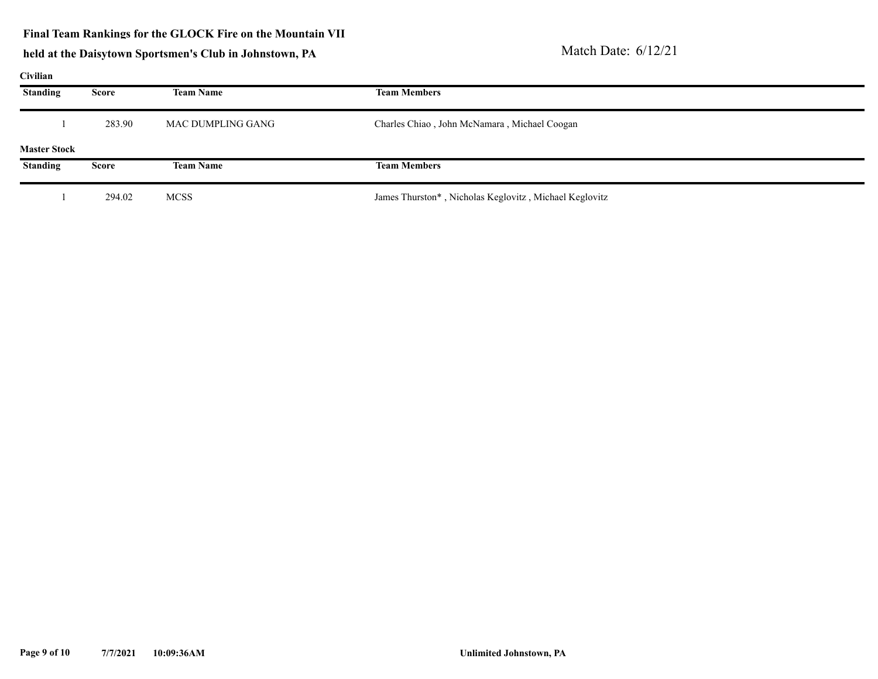**Final Team Rankings for the GLOCK Fire on the Mountain VII**

**held at the Daisytown Sportsmen's Club in Johnstown, PA**

Match Date: 6/12/21

**Civilian**

| Standing | Score | Team Name | Team Members |
|---|---|---|---|
| 1 | 283.90 | MAC DUMPLING GANG | Charles Chiao , John McNamara , Michael Coogan |

**Master Stock**

| Standing | Score | Team Name | Team Members |
|---|---|---|---|
| 1 | 294.02 | MCSS | James Thurston* , Nicholas Keglovitz , Michael Keglovitz |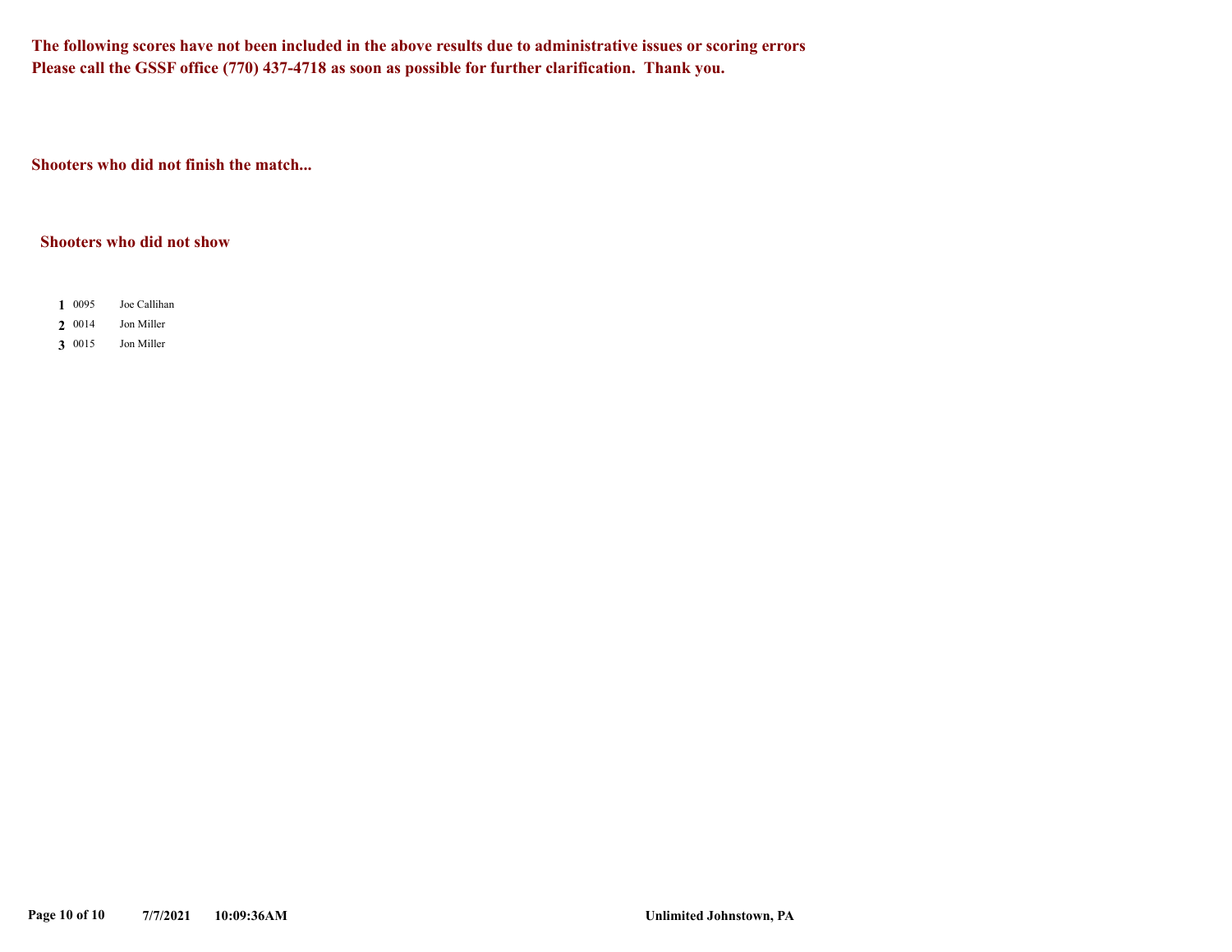**The following scores have not been included in the above results due to administrative issues or scoring errors**
**Please call the GSSF office (770) 437-4718 as soon as possible for further clarification. Thank you.**

**Shooters who did not finish the match...**

**Shooters who did not show**

| | | |
|---|---|---|
| **1** | 0095 | Joe Callihan |
| **2** | 0014 | Jon Miller |
| **3** | 0015 | Jon Miller |